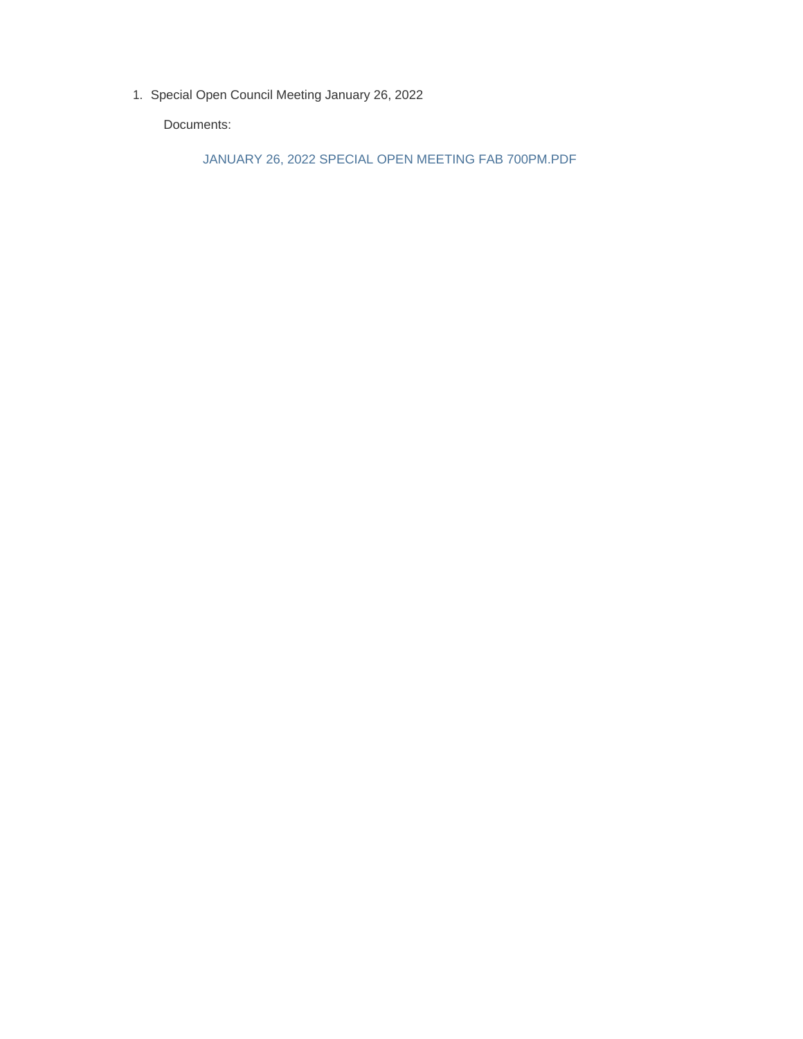1. Special Open Council Meeting January 26, 2022

   Documents:

   JANUARY 26, 2022 SPECIAL OPEN MEETING FAB 700PM.PDF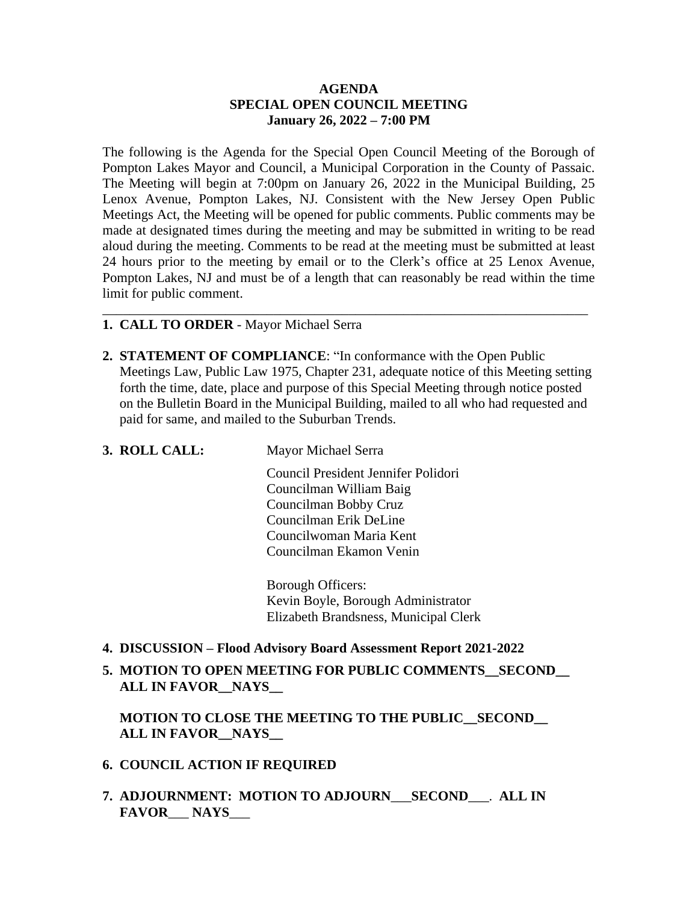**AGENDA**
**SPECIAL OPEN COUNCIL MEETING**
**January 26, 2022 – 7:00 PM**

The following is the Agenda for the Special Open Council Meeting of the Borough of Pompton Lakes Mayor and Council, a Municipal Corporation in the County of Passaic. The Meeting will begin at 7:00pm on January 26, 2022 in the Municipal Building, 25 Lenox Avenue, Pompton Lakes, NJ. Consistent with the New Jersey Open Public Meetings Act, the Meeting will be opened for public comments. Public comments may be made at designated times during the meeting and may be submitted in writing to be read aloud during the meeting. Comments to be read at the meeting must be submitted at least 24 hours prior to the meeting by email or to the Clerk's office at 25 Lenox Avenue, Pompton Lakes, NJ and must be of a length that can reasonably be read within the time limit for public comment.

---

1. **CALL TO ORDER** - Mayor Michael Serra

2. **STATEMENT OF COMPLIANCE**: "In conformance with the Open Public Meetings Law, Public Law 1975, Chapter 231, adequate notice of this Meeting setting forth the time, date, place and purpose of this Special Meeting through notice posted on the Bulletin Board in the Municipal Building, mailed to all who had requested and paid for same, and mailed to the Suburban Trends.

3. **ROLL CALL:** Mayor Michael Serra

   Council President Jennifer Polidori
   Councilman William Baig
   Councilman Bobby Cruz
   Councilman Erik DeLine
   Councilwoman Maria Kent
   Councilman Ekamon Venin

   Borough Officers:
   Kevin Boyle, Borough Administrator
   Elizabeth Brandsness, Municipal Clerk

4. **DISCUSSION – Flood Advisory Board Assessment Report 2021-2022**

5. **MOTION TO OPEN MEETING FOR PUBLIC COMMENTS__SECOND__ ALL IN FAVOR__NAYS__**

   **MOTION TO CLOSE THE MEETING TO THE PUBLIC__SECOND__ ALL IN FAVOR__NAYS__**

6. **COUNCIL ACTION IF REQUIRED**

7. **ADJOURNMENT: MOTION TO ADJOURN___SECOND___. ALL IN FAVOR___ NAYS___**